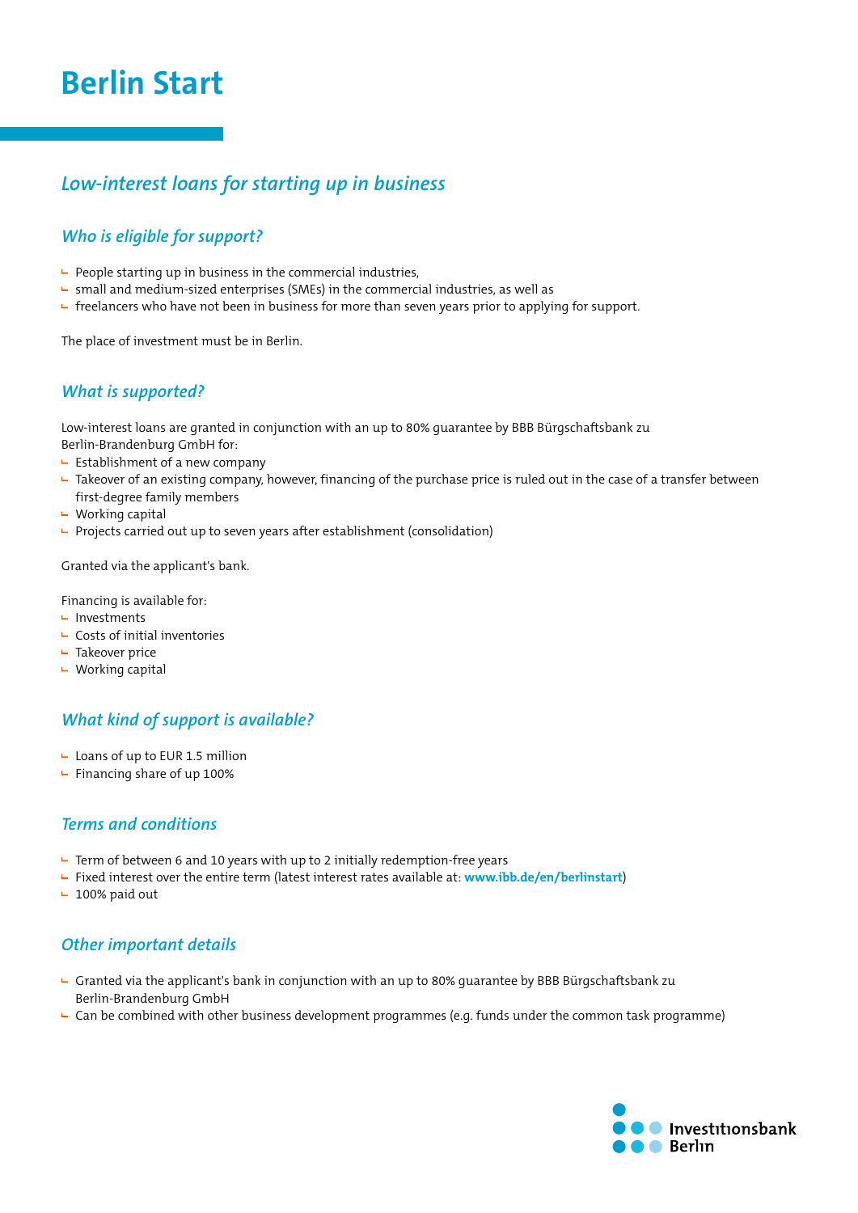# Berlin Start

## *Low-interest loans for starting up in business*

### *Who is eligible for support?*

- People starting up in business in the commercial industries,
- small and medium-sized enterprises (SMEs) in the commercial industries, as well as
- freelancers who have not been in business for more than seven years prior to applying for support.

The place of investment must be in Berlin.

### *What is supported?*

Low-interest loans are granted in conjunction with an up to 80% guarantee by BBB Bürgschaftsbank zu Berlin-Brandenburg GmbH for:

- Establishment of a new company
- Takeover of an existing company, however, financing of the purchase price is ruled out in the case of a transfer between first-degree family members
- Working capital
- Projects carried out up to seven years after establishment (consolidation)

Granted via the applicant's bank.

Financing is available for:

- Investments
- Costs of initial inventories
- Takeover price
- Working capital

### *What kind of support is available?*

- Loans of up to EUR 1.5 million
- Financing share of up 100%

### *Terms and conditions*

- Term of between 6 and 10 years with up to 2 initially redemption-free years
- Fixed interest over the entire term (latest interest rates available at: **www.ibb.de/en/berlinstart**)
- 100% paid out

### *Other important details*

- Granted via the applicant's bank in conjunction with an up to 80% guarantee by BBB Bürgschaftsbank zu Berlin-Brandenburg GmbH
- Can be combined with other business development programmes (e.g. funds under the common task programme)

Investitionsbank Berlin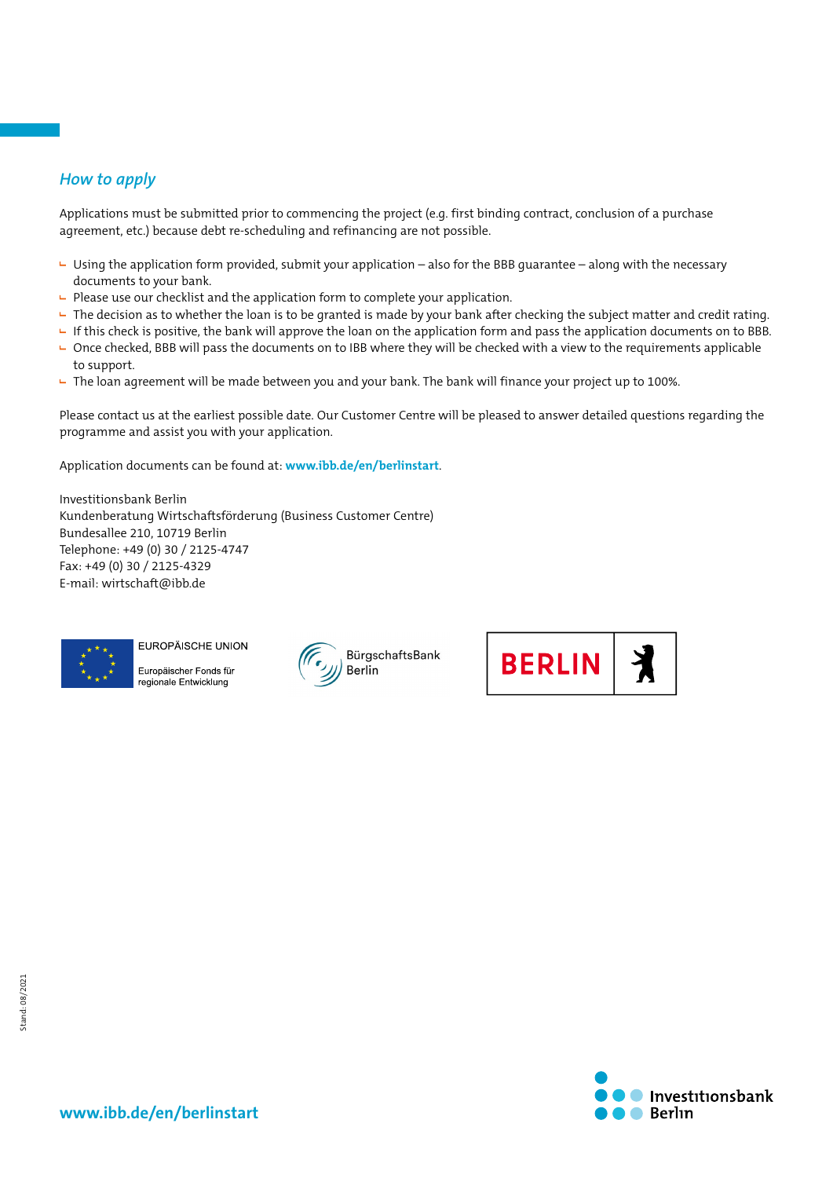## *How to apply*

Applications must be submitted prior to commencing the project (e.g. first binding contract, conclusion of a purchase agreement, etc.) because debt re-scheduling and refinancing are not possible.

- Using the application form provided, submit your application – also for the BBB guarantee – along with the necessary documents to your bank.
- Please use our checklist and the application form to complete your application.
- The decision as to whether the loan is to be granted is made by your bank after checking the subject matter and credit rating.
- If this check is positive, the bank will approve the loan on the application form and pass the application documents on to BBB.
- Once checked, BBB will pass the documents on to IBB where they will be checked with a view to the requirements applicable to support.
- The loan agreement will be made between you and your bank. The bank will finance your project up to 100%.

Please contact us at the earliest possible date. Our Customer Centre will be pleased to answer detailed questions regarding the programme and assist you with your application.

Application documents can be found at: **www.ibb.de/en/berlinstart**.

Investitionsbank Berlin
Kundenberatung Wirtschaftsförderung (Business Customer Centre)
Bundesallee 210, 10719 Berlin
Telephone: +49 (0) 30 / 2125-4747
Fax: +49 (0) 30 / 2125-4329
E-mail: wirtschaft@ibb.de

EUROPÄISCHE UNION
Europäischer Fonds für regionale Entwicklung

BürgschaftsBank Berlin

BERLIN

Stand: 08/2021

**www.ibb.de/en/berlinstart**

Investitionsbank Berlin